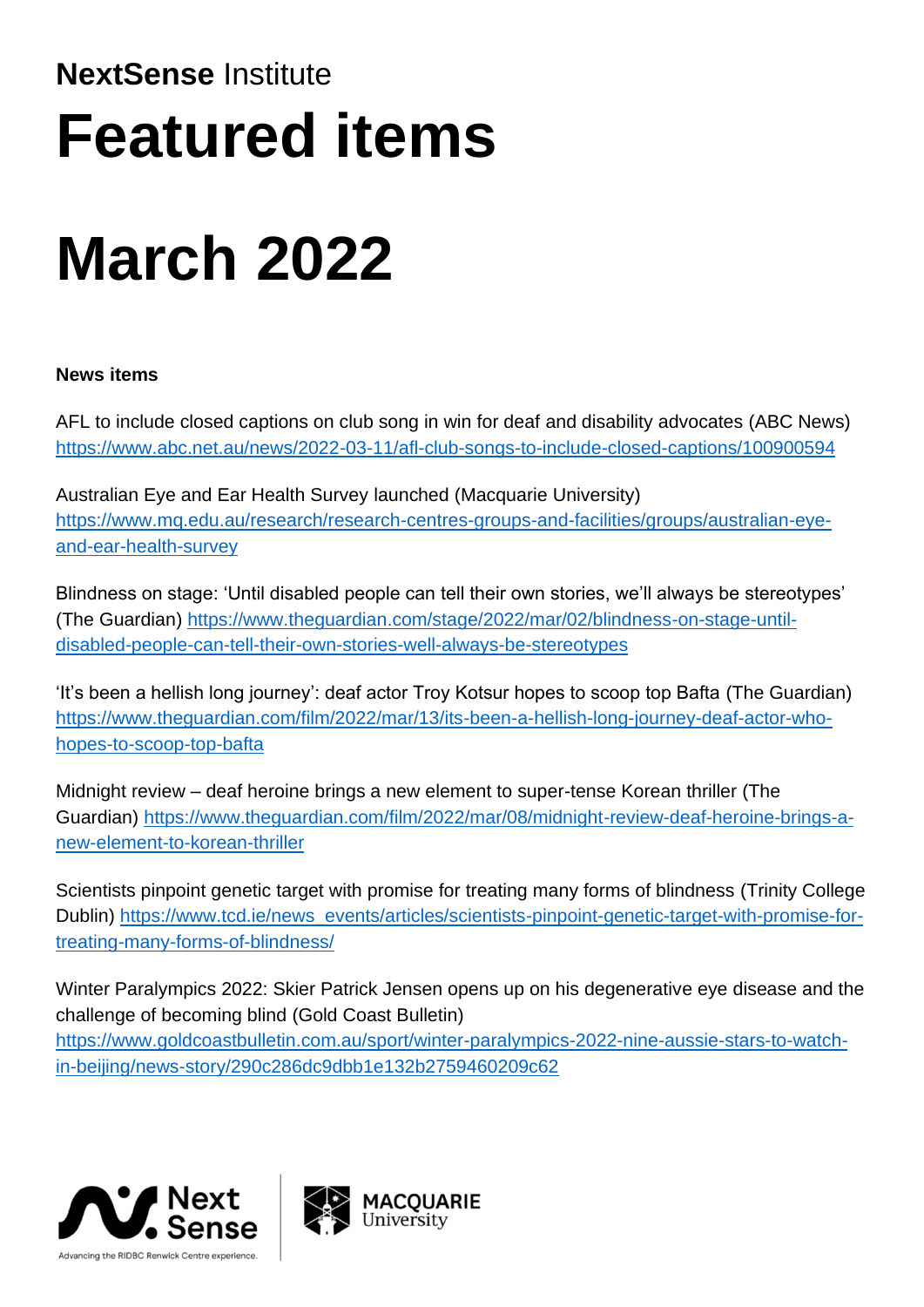**NextSense** Institute

# Featured items

# March 2022

**News items**

AFL to include closed captions on club song in win for deaf and disability advocates (ABC News) https://www.abc.net.au/news/2022-03-11/afl-club-songs-to-include-closed-captions/100900594

Australian Eye and Ear Health Survey launched (Macquarie University) https://www.mq.edu.au/research/research-centres-groups-and-facilities/groups/australian-eye-and-ear-health-survey

Blindness on stage: 'Until disabled people can tell their own stories, we'll always be stereotypes' (The Guardian) https://www.theguardian.com/stage/2022/mar/02/blindness-on-stage-until-disabled-people-can-tell-their-own-stories-well-always-be-stereotypes

'It's been a hellish long journey': deaf actor Troy Kotsur hopes to scoop top Bafta (The Guardian) https://www.theguardian.com/film/2022/mar/13/its-been-a-hellish-long-journey-deaf-actor-who-hopes-to-scoop-top-bafta

Midnight review – deaf heroine brings a new element to super-tense Korean thriller (The Guardian) https://www.theguardian.com/film/2022/mar/08/midnight-review-deaf-heroine-brings-a-new-element-to-korean-thriller

Scientists pinpoint genetic target with promise for treating many forms of blindness (Trinity College Dublin) https://www.tcd.ie/news_events/articles/scientists-pinpoint-genetic-target-with-promise-for-treating-many-forms-of-blindness/

Winter Paralympics 2022: Skier Patrick Jensen opens up on his degenerative eye disease and the challenge of becoming blind (Gold Coast Bulletin) https://www.goldcoastbulletin.com.au/sport/winter-paralympics-2022-nine-aussie-stars-to-watch-in-beijing/news-story/290c286dc9dbb1e132b2759460209c62

Next Sense
Advancing the RIDBC Renwick Centre experience.

MACQUARIE University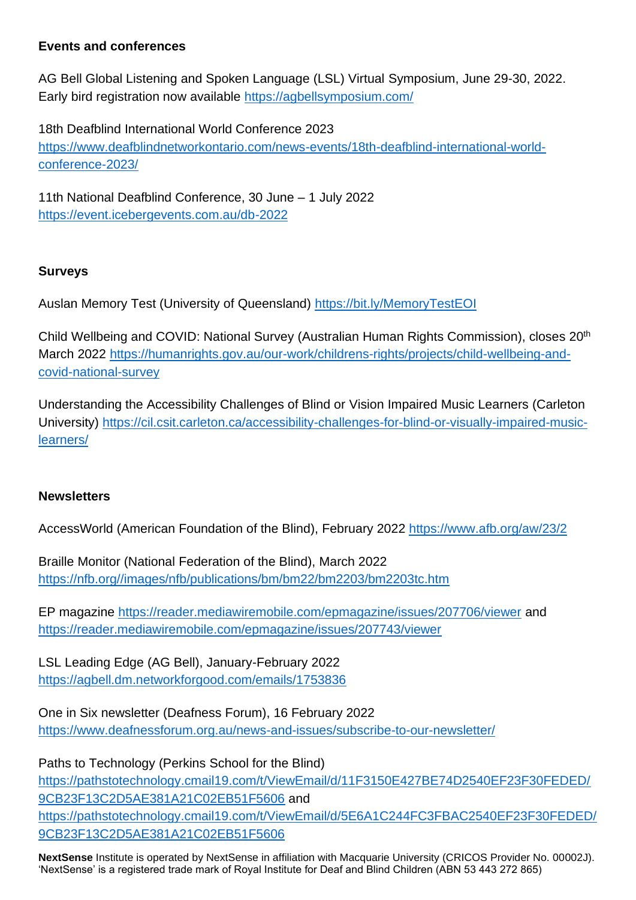**Events and conferences**

AG Bell Global Listening and Spoken Language (LSL) Virtual Symposium, June 29-30, 2022. Early bird registration now available https://agbellsymposium.com/

18th Deafblind International World Conference 2023 https://www.deafblindnetworkontario.com/news-events/18th-deafblind-international-world-conference-2023/

11th National Deafblind Conference, 30 June – 1 July 2022 https://event.icebergevents.com.au/db-2022

**Surveys**

Auslan Memory Test (University of Queensland) https://bit.ly/MemoryTestEOI

Child Wellbeing and COVID: National Survey (Australian Human Rights Commission), closes 20th March 2022 https://humanrights.gov.au/our-work/childrens-rights/projects/child-wellbeing-and-covid-national-survey

Understanding the Accessibility Challenges of Blind or Vision Impaired Music Learners (Carleton University) https://cil.csit.carleton.ca/accessibility-challenges-for-blind-or-visually-impaired-music-learners/

**Newsletters**

AccessWorld (American Foundation of the Blind), February 2022 https://www.afb.org/aw/23/2

Braille Monitor (National Federation of the Blind), March 2022 https://nfb.org//images/nfb/publications/bm/bm22/bm2203/bm2203tc.htm

EP magazine https://reader.mediawiremobile.com/epmagazine/issues/207706/viewer and https://reader.mediawiremobile.com/epmagazine/issues/207743/viewer

LSL Leading Edge (AG Bell), January-February 2022 https://agbell.dm.networkforgood.com/emails/1753836

One in Six newsletter (Deafness Forum), 16 February 2022 https://www.deafnessforum.org.au/news-and-issues/subscribe-to-our-newsletter/

Paths to Technology (Perkins School for the Blind) https://pathstotechnology.cmail19.com/t/ViewEmail/d/11F3150E427BE74D2540EF23F30FEDED/9CB23F13C2D5AE381A21C02EB51F5606 and https://pathstotechnology.cmail19.com/t/ViewEmail/d/5E6A1C244FC3FBAC2540EF23F30FEDED/9CB23F13C2D5AE381A21C02EB51F5606

**NextSense** Institute is operated by NextSense in affiliation with Macquarie University (CRICOS Provider No. 00002J). 'NextSense' is a registered trade mark of Royal Institute for Deaf and Blind Children (ABN 53 443 272 865)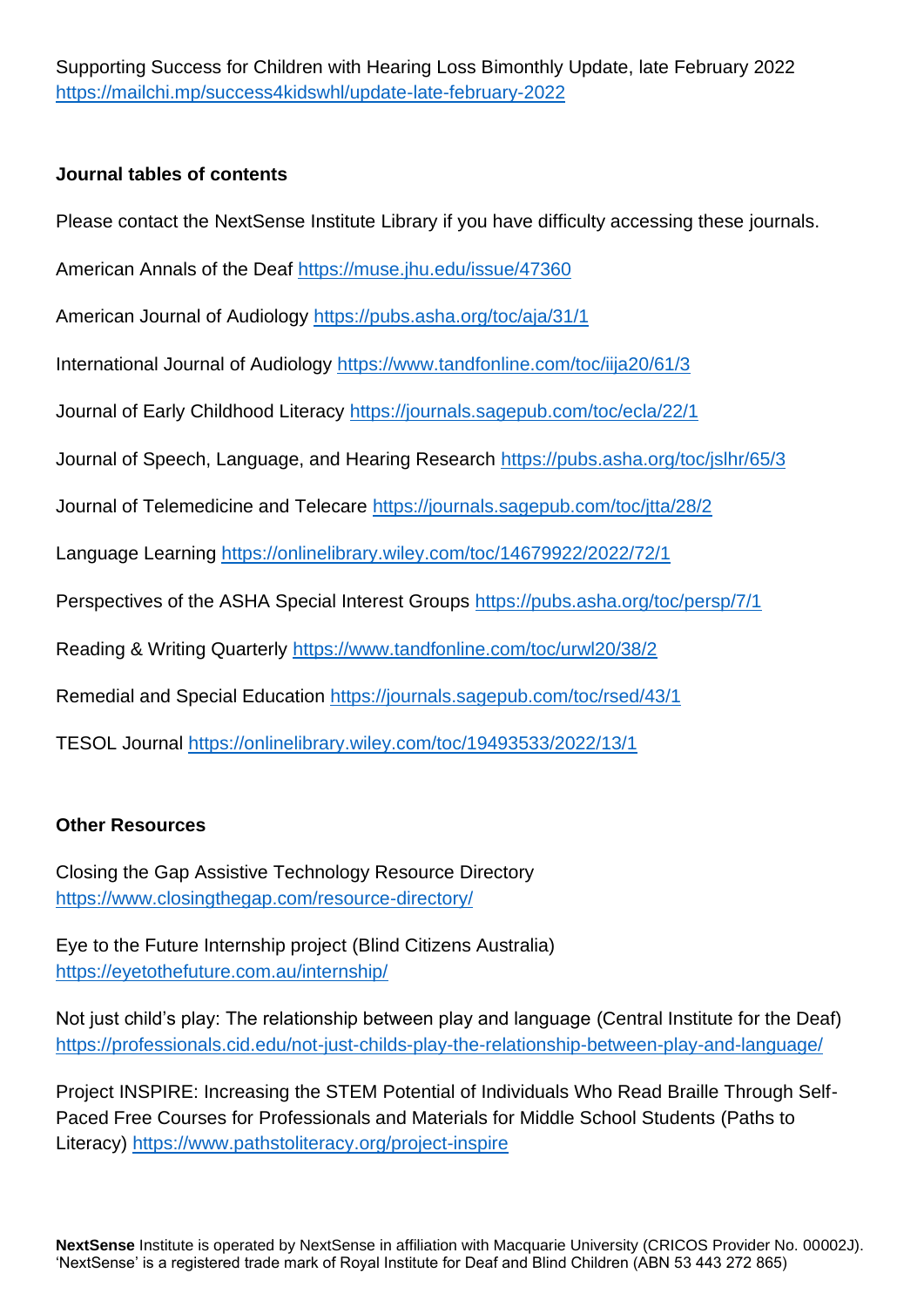Supporting Success for Children with Hearing Loss Bimonthly Update, late February 2022
https://mailchi.mp/success4kidswhl/update-late-february-2022

**Journal tables of contents**

Please contact the NextSense Institute Library if you have difficulty accessing these journals.

American Annals of the Deaf https://muse.jhu.edu/issue/47360

American Journal of Audiology https://pubs.asha.org/toc/aja/31/1

International Journal of Audiology https://www.tandfonline.com/toc/iija20/61/3

Journal of Early Childhood Literacy https://journals.sagepub.com/toc/ecla/22/1

Journal of Speech, Language, and Hearing Research https://pubs.asha.org/toc/jslhr/65/3

Journal of Telemedicine and Telecare https://journals.sagepub.com/toc/jtta/28/2

Language Learning https://onlinelibrary.wiley.com/toc/14679922/2022/72/1

Perspectives of the ASHA Special Interest Groups https://pubs.asha.org/toc/persp/7/1

Reading & Writing Quarterly https://www.tandfonline.com/toc/urwl20/38/2

Remedial and Special Education https://journals.sagepub.com/toc/rsed/43/1

TESOL Journal https://onlinelibrary.wiley.com/toc/19493533/2022/13/1

**Other Resources**

Closing the Gap Assistive Technology Resource Directory
https://www.closingthegap.com/resource-directory/

Eye to the Future Internship project (Blind Citizens Australia)
https://eyetothefuture.com.au/internship/

Not just child's play: The relationship between play and language (Central Institute for the Deaf)
https://professionals.cid.edu/not-just-childs-play-the-relationship-between-play-and-language/

Project INSPIRE: Increasing the STEM Potential of Individuals Who Read Braille Through Self-Paced Free Courses for Professionals and Materials for Middle School Students (Paths to Literacy) https://www.pathstoliteracy.org/project-inspire

**NextSense** Institute is operated by NextSense in affiliation with Macquarie University (CRICOS Provider No. 00002J). 'NextSense' is a registered trade mark of Royal Institute for Deaf and Blind Children (ABN 53 443 272 865)